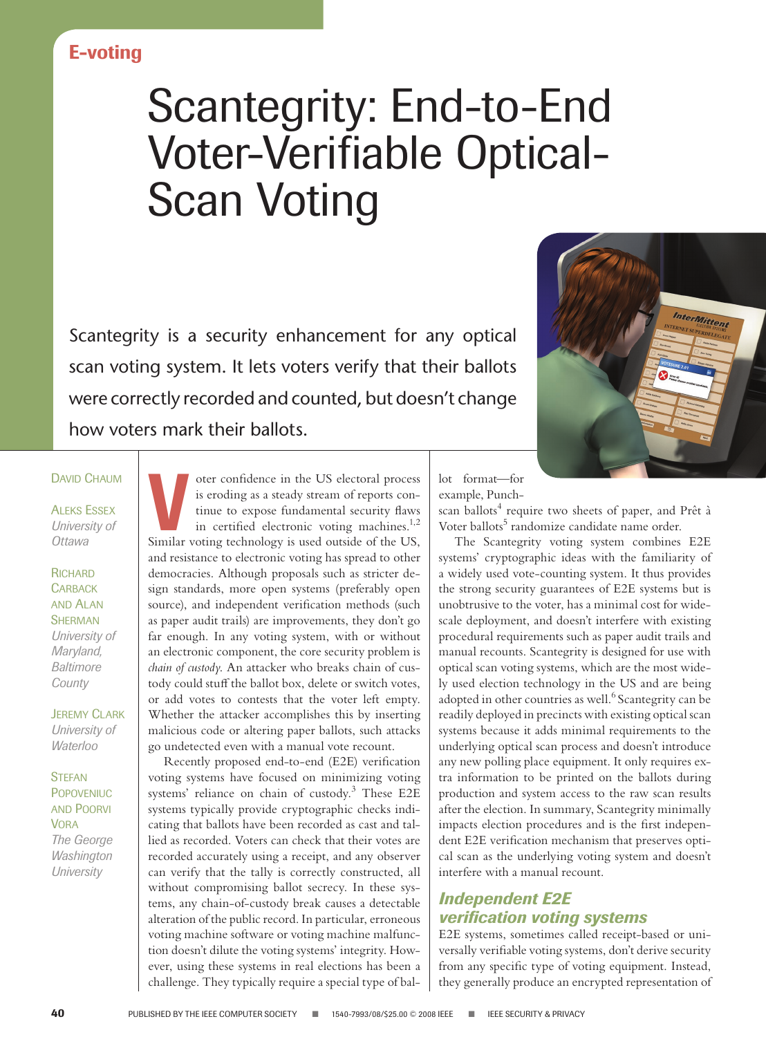E-voting

# Scantegrity: End-to-End Voter-Verifiable Optical-Scan Voting

Scantegrity is a security enhancement for any optical scan voting system. It lets voters verify that their ballots were correctly recorded and counted, but doesn't change how voters mark their ballots.

David Chaum

Aleks Essex
*University of Ottawa*

Richard Carback and Alan Sherman
*University of Maryland, Baltimore County*

Jeremy Clark
*University of Waterloo*

Stefan Popoveniuc and Poorvi Vora
*The George Washington University*

Voter confidence in the US electoral process is eroding as a steady stream of reports continue to expose fundamental security flaws in certified electronic voting machines.[1,2] Similar voting technology is used outside of the US, and resistance to electronic voting has spread to other democracies. Although proposals such as stricter design standards, more open systems (preferably open source), and independent verification methods (such as paper audit trails) are improvements, they don't go far enough. In any voting system, with or without an electronic component, the core security problem is *chain of custody*. An attacker who breaks chain of custody could stuff the ballot box, delete or switch votes, or add votes to contests that the voter left empty. Whether the attacker accomplishes this by inserting malicious code or altering paper ballots, such attacks go undetected even with a manual vote recount.

Recently proposed end-to-end (E2E) verification voting systems have focused on minimizing voting systems' reliance on chain of custody.[3] These E2E systems typically provide cryptographic checks indicating that ballots have been recorded as cast and tallied as recorded. Voters can check that their votes are recorded accurately using a receipt, and any observer can verify that the tally is correctly constructed, all without compromising ballot secrecy. In these systems, any chain-of-custody break causes a detectable alteration of the public record. In particular, erroneous voting machine software or voting machine malfunction doesn't dilute the voting systems' integrity. However, using these systems in real elections has been a challenge. They typically require a special type of ballot format—for example, Punchscan ballots[4] require two sheets of paper, and Prêt à Voter ballots[5] randomize candidate name order.

The Scantegrity voting system combines E2E systems' cryptographic ideas with the familiarity of a widely used vote-counting system. It thus provides the strong security guarantees of E2E systems but is unobtrusive to the voter, has a minimal cost for wide-scale deployment, and doesn't interfere with existing procedural requirements such as paper audit trails and manual recounts. Scantegrity is designed for use with optical scan voting systems, which are the most widely used election technology in the US and are being adopted in other countries as well.[6] Scantegrity can be readily deployed in precincts with existing optical scan systems because it adds minimal requirements to the underlying optical scan process and doesn't introduce any new polling place equipment. It only requires extra information to be printed on the ballots during production and system access to the raw scan results after the election. In summary, Scantegrity minimally impacts election procedures and is the first independent E2E verification mechanism that preserves optical scan as the underlying voting system and doesn't interfere with a manual recount.

## Independent E2E verification voting systems

E2E systems, sometimes called receipt-based or universally verifiable voting systems, don't derive security from any specific type of voting equipment. Instead, they generally produce an encrypted representation of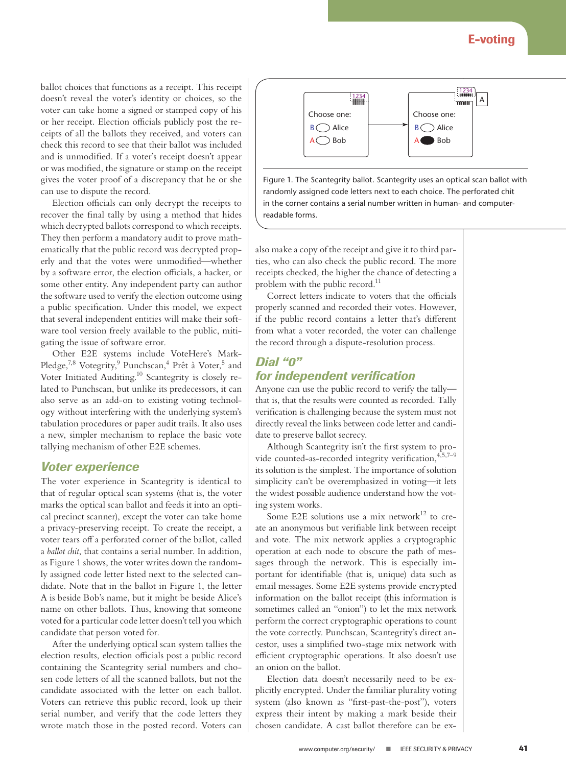ballot choices that functions as a receipt. This receipt doesn't reveal the voter's identity or choices, so the voter can take home a signed or stamped copy of his or her receipt. Election officials publicly post the receipts of all the ballots they received, and voters can check this record to see that their ballot was included and is unmodified. If a voter's receipt doesn't appear or was modified, the signature or stamp on the receipt gives the voter proof of a discrepancy that he or she can use to dispute the record.

Election officials can only decrypt the receipts to recover the final tally by using a method that hides which decrypted ballots correspond to which receipts. They then perform a mandatory audit to prove mathematically that the public record was decrypted properly and that the votes were unmodified—whether by a software error, the election officials, a hacker, or some other entity. Any independent party can author the software used to verify the election outcome using a public specification. Under this model, we expect that several independent entities will make their software tool version freely available to the public, mitigating the issue of software error.

Other E2E systems include VoteHere's MarkPledge,[7,8] Votegrity,[9] Punchscan,[4] Prêt à Voter,[5] and Voter Initiated Auditing.[10] Scantegrity is closely related to Punchscan, but unlike its predecessors, it can also serve as an add-on to existing voting technology without interfering with the underlying system's tabulation procedures or paper audit trails. It also uses a new, simpler mechanism to replace the basic vote tallying mechanism of other E2E schemes.

## Voter experience

The voter experience in Scantegrity is identical to that of regular optical scan systems (that is, the voter marks the optical scan ballot and feeds it into an optical precinct scanner), except the voter can take home a privacy-preserving receipt. To create the receipt, a voter tears off a perforated corner of the ballot, called a *ballot chit*, that contains a serial number. In addition, as Figure 1 shows, the voter writes down the randomly assigned code letter listed next to the selected candidate. Note that in the ballot in Figure 1, the letter A is beside Bob's name, but it might be beside Alice's name on other ballots. Thus, knowing that someone voted for a particular code letter doesn't tell you which candidate that person voted for.

After the underlying optical scan system tallies the election results, election officials post a public record containing the Scantegrity serial numbers and chosen code letters of all the scanned ballots, but not the candidate associated with the letter on each ballot. Voters can retrieve this public record, look up their serial number, and verify that the code letters they wrote match those in the posted record. Voters can also make a copy of the receipt and give it to third parties, who can also check the public record. The more receipts checked, the higher the chance of detecting a problem with the public record.[11]

1234

Choose one:

B Alice

A Bob

1234

A

Choose one:

B Alice

A Bob

Figure 1. The Scantegrity ballot. Scantegrity uses an optical scan ballot with randomly assigned code letters next to each choice. The perforated chit in the corner contains a serial number written in human- and computer-readable forms.

Correct letters indicate to voters that the officials properly scanned and recorded their votes. However, if the public record contains a letter that's different from what a voter recorded, the voter can challenge the record through a dispute-resolution process.

## Dial "0" for independent verification

Anyone can use the public record to verify the tally—that is, that the results were counted as recorded. Tally verification is challenging because the system must not directly reveal the links between code letter and candidate to preserve ballot secrecy.

Although Scantegrity isn't the first system to provide counted-as-recorded integrity verification,[4,5,7–9] its solution is the simplest. The importance of solution simplicity can't be overemphasized in voting—it lets the widest possible audience understand how the voting system works.

Some E2E solutions use a mix network[12] to create an anonymous but verifiable link between receipt and vote. The mix network applies a cryptographic operation at each node to obscure the path of messages through the network. This is especially important for identifiable (that is, unique) data such as email messages. Some E2E systems provide encrypted information on the ballot receipt (this information is sometimes called an "onion") to let the mix network perform the correct cryptographic operations to count the vote correctly. Punchscan, Scantegrity's direct ancestor, uses a simplified two-stage mix network with efficient cryptographic operations. It also doesn't use an onion on the ballot.

Election data doesn't necessarily need to be explicitly encrypted. Under the familiar plurality voting system (also known as "first-past-the-post"), voters express their intent by making a mark beside their chosen candidate. A cast ballot therefore can be ex-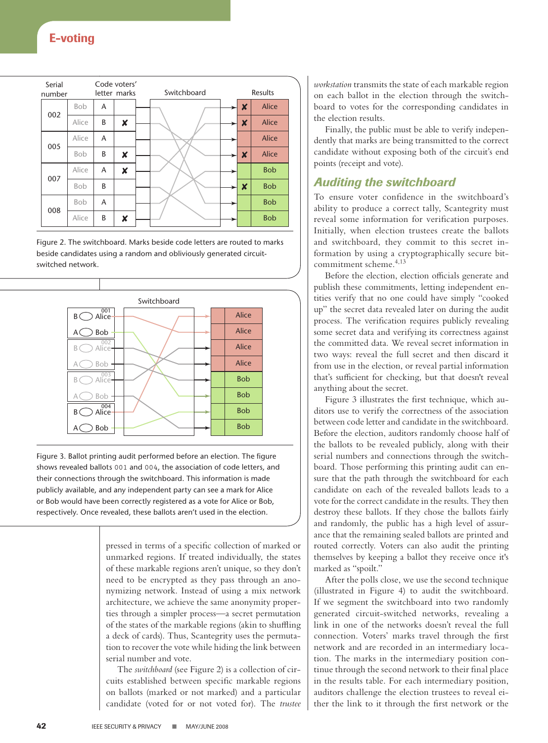Serial number | Code voters' letter marks | Switchboard | Results

002 Bob A / Alice B ✘
005 Alice A / Bob B ✘
007 Alice A ✘ / Bob B
008 Bob A / Alice B ✘

✘ Alice
✘ Alice
Alice
✘ Alice
Bob
✘ Bob
Bob
Bob

Figure 2. The switchboard. Marks beside code letters are routed to marks beside candidates using a random and obliviously generated circuit-switched network.

Switchboard

001 B Alice / A Bob
002 B Alice / A Bob
003 B Alice / A Bob
004 B Alice / A Bob

Alice
Alice
Alice
Alice
Bob
Bob
Bob
Bob

Figure 3. Ballot printing audit performed before an election. The figure shows revealed ballots 001 and 004, the association of code letters, and their connections through the switchboard. This information is made publicly available, and any independent party can see a mark for Alice or Bob would have been correctly registered as a vote for Alice or Bob, respectively. Once revealed, these ballots aren't used in the election.

pressed in terms of a specific collection of marked or unmarked regions. If treated individually, the states of these markable regions aren't unique, so they don't need to be encrypted as they pass through an anonymizing network. Instead of using a mix network architecture, we achieve the same anonymity properties through a simpler process—a secret permutation of the states of the markable regions (akin to shuffling a deck of cards). Thus, Scantegrity uses the permutation to recover the vote while hiding the link between serial number and vote.

The *switchboard* (see Figure 2) is a collection of circuits established between specific markable regions on ballots (marked or not marked) and a particular candidate (voted for or not voted for). The *trustee workstation* transmits the state of each markable region on each ballot in the election through the switchboard to votes for the corresponding candidates in the election results.

Finally, the public must be able to verify independently that marks are being transmitted to the correct candidate without exposing both of the circuit's end points (receipt and vote).

## Auditing the switchboard

To ensure voter confidence in the switchboard's ability to produce a correct tally, Scantegrity must reveal some information for verification purposes. Initially, when election trustees create the ballots and switchboard, they commit to this secret information by using a cryptographically secure bit-commitment scheme.[4,13]

Before the election, election officials generate and publish these commitments, letting independent entities verify that no one could have simply "cooked up" the secret data revealed later on during the audit process. The verification requires publicly revealing some secret data and verifying its correctness against the committed data. We reveal secret information in two ways: reveal the full secret and then discard it from use in the election, or reveal partial information that's sufficient for checking, but that doesn't reveal anything about the secret.

Figure 3 illustrates the first technique, which auditors use to verify the correctness of the association between code letter and candidate in the switchboard. Before the election, auditors randomly choose half of the ballots to be revealed publicly, along with their serial numbers and connections through the switchboard. Those performing this printing audit can ensure that the path through the switchboard for each candidate on each of the revealed ballots leads to a vote for the correct candidate in the results. They then destroy these ballots. If they chose the ballots fairly and randomly, the public has a high level of assurance that the remaining sealed ballots are printed and routed correctly. Voters can also audit the printing themselves by keeping a ballot they receive once it's marked as "spoilt."

After the polls close, we use the second technique (illustrated in Figure 4) to audit the switchboard. If we segment the switchboard into two randomly generated circuit-switched networks, revealing a link in one of the networks doesn't reveal the full connection. Voters' marks travel through the first network and are recorded in an intermediary location. The marks in the intermediary position continue through the second network to their final place in the results table. For each intermediary position, auditors challenge the election trustees to reveal either the link to it through the first network or the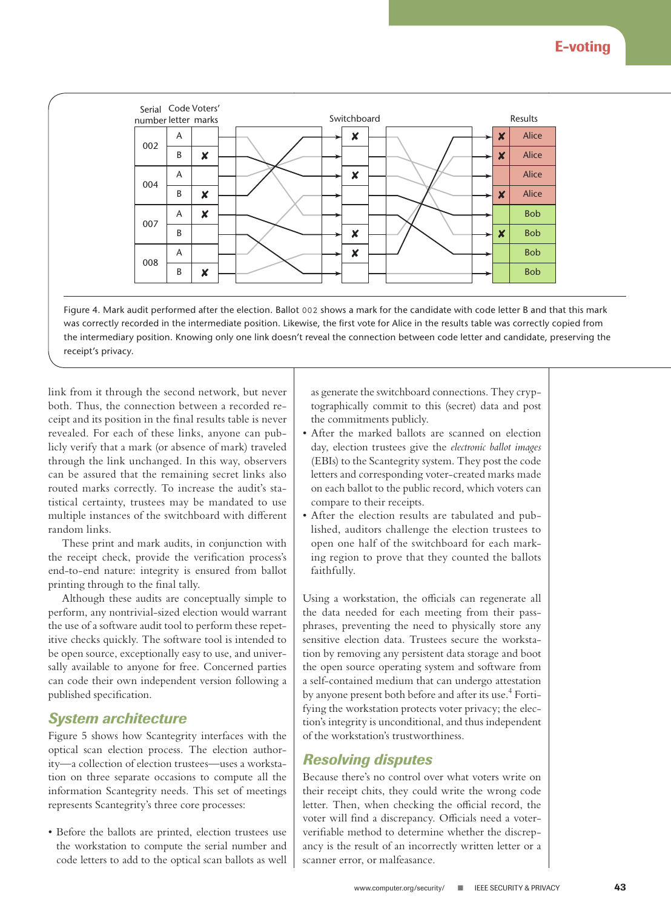Serial number

Code letter

Voters' marks

002 A B ✘

004 A B ✘

007 A ✘ B

008 A B ✘

Switchboard

Results

Alice

Alice

Alice

Alice

Bob

Bob

Bob

Bob

Figure 4. Mark audit performed after the election. Ballot 002 shows a mark for the candidate with code letter B and that this mark was correctly recorded in the intermediate position. Likewise, the first vote for Alice in the results table was correctly copied from the intermediary position. Knowing only one link doesn't reveal the connection between code letter and candidate, preserving the receipt's privacy.

link from it through the second network, but never both. Thus, the connection between a recorded receipt and its position in the final results table is never revealed. For each of these links, anyone can publicly verify that a mark (or absence of mark) traveled through the link unchanged. In this way, observers can be assured that the remaining secret links also routed marks correctly. To increase the audit's statistical certainty, trustees may be mandated to use multiple instances of the switchboard with different random links.

These print and mark audits, in conjunction with the receipt check, provide the verification process's end-to-end nature: integrity is ensured from ballot printing through to the final tally.

Although these audits are conceptually simple to perform, any nontrivial-sized election would warrant the use of a software audit tool to perform these repetitive checks quickly. The software tool is intended to be open source, exceptionally easy to use, and universally available to anyone for free. Concerned parties can code their own independent version following a published specification.

## System architecture

Figure 5 shows how Scantegrity interfaces with the optical scan election process. The election authority—a collection of election trustees—uses a workstation on three separate occasions to compute all the information Scantegrity needs. This set of meetings represents Scantegrity's three core processes:

- Before the ballots are printed, election trustees use the workstation to compute the serial number and code letters to add to the optical scan ballots as well as generate the switchboard connections. They cryptographically commit to this (secret) data and post the commitments publicly.
- After the marked ballots are scanned on election day, election trustees give the *electronic ballot images* (EBIs) to the Scantegrity system. They post the code letters and corresponding voter-created marks made on each ballot to the public record, which voters can compare to their receipts.
- After the election results are tabulated and published, auditors challenge the election trustees to open one half of the switchboard for each marking region to prove that they counted the ballots faithfully.

Using a workstation, the officials can regenerate all the data needed for each meeting from their passphrases, preventing the need to physically store any sensitive election data. Trustees secure the workstation by removing any persistent data storage and boot the open source operating system and software from a self-contained medium that can undergo attestation by anyone present both before and after its use.[4] Fortifying the workstation protects voter privacy; the election's integrity is unconditional, and thus independent of the workstation's trustworthiness.

## Resolving disputes

Because there's no control over what voters write on their receipt chits, they could write the wrong code letter. Then, when checking the official record, the voter will find a discrepancy. Officials need a voter-verifiable method to determine whether the discrepancy is the result of an incorrectly written letter or a scanner error, or malfeasance.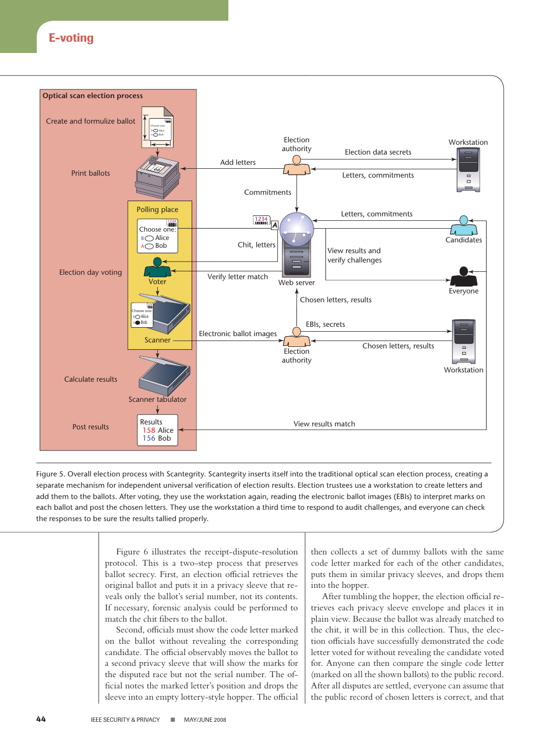Optical scan election process

Create and formulize ballot

Print ballots

Polling place

Choose one:
B Alice
A Bob

Election day voting

Voter

Scanner

Calculate results

Scanner tabulator

Post results

Results
158 Alice
156 Bob

Election authority

Add letters

Election data secrets

Letters, commitments

Workstation

Commitments

1234

A

Letters, commitments

Candidates

Chit, letters

View results and verify challenges

Verify letter match

Web server

Everyone

Chosen letters, results

EBIs, secrets

Electronic ballot images

Election authority

Chosen letters, results

Workstation

View results match

Figure 5. Overall election process with Scantegrity. Scantegrity inserts itself into the traditional optical scan election process, creating a separate mechanism for independent universal verification of election results. Election trustees use a workstation to create letters and add them to the ballots. After voting, they use the workstation again, reading the electronic ballot images (EBIs) to interpret marks on each ballot and post the chosen letters. They use the workstation a third time to respond to audit challenges, and everyone can check the responses to be sure the results tallied properly.

Figure 6 illustrates the receipt-dispute-resolution protocol. This is a two-step process that preserves ballot secrecy. First, an election official retrieves the original ballot and puts it in a privacy sleeve that reveals only the ballot's serial number, not its contents. If necessary, forensic analysis could be performed to match the chit fibers to the ballot.

Second, officials must show the code letter marked on the ballot without revealing the corresponding candidate. The official observably moves the ballot to a second privacy sleeve that will show the marks for the disputed race but not the serial number. The official notes the marked letter's position and drops the sleeve into an empty lottery-style hopper. The official then collects a set of dummy ballots with the same code letter marked for each of the other candidates, puts them in similar privacy sleeves, and drops them into the hopper.

After tumbling the hopper, the election official retrieves each privacy sleeve envelope and places it in plain view. Because the ballot was already matched to the chit, it will be in this collection. Thus, the election officials have successfully demonstrated the code letter voted for without revealing the candidate voted for. Anyone can then compare the single code letter (marked on all the shown ballots) to the public record. After all disputes are settled, everyone can assume that the public record of chosen letters is correct, and that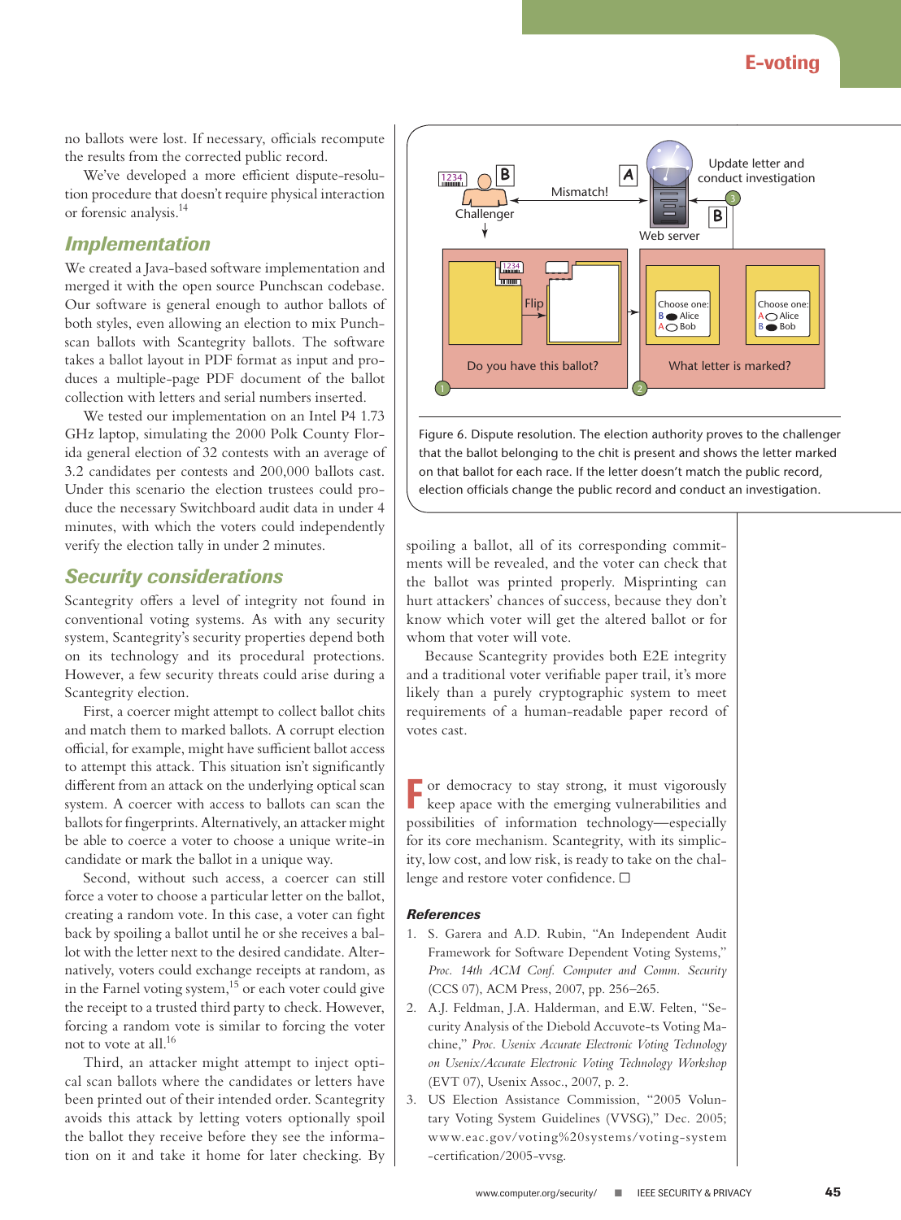no ballots were lost. If necessary, officials recompute the results from the corrected public record.

We've developed a more efficient dispute-resolution procedure that doesn't require physical interaction or forensic analysis.[14]

## Implementation

We created a Java-based software implementation and merged it with the open source Punchscan codebase. Our software is general enough to author ballots of both styles, even allowing an election to mix Punchscan ballots with Scantegrity ballots. The software takes a ballot layout in PDF format as input and produces a multiple-page PDF document of the ballot collection with letters and serial numbers inserted.

We tested our implementation on an Intel P4 1.73 GHz laptop, simulating the 2000 Polk County Florida general election of 32 contests with an average of 3.2 candidates per contests and 200,000 ballots cast. Under this scenario the election trustees could produce the necessary Switchboard audit data in under 4 minutes, with which the voters could independently verify the election tally in under 2 minutes.

## Security considerations

Scantegrity offers a level of integrity not found in conventional voting systems. As with any security system, Scantegrity's security properties depend both on its technology and its procedural protections. However, a few security threats could arise during a Scantegrity election.

First, a coercer might attempt to collect ballot chits and match them to marked ballots. A corrupt election official, for example, might have sufficient ballot access to attempt this attack. This situation isn't significantly different from an attack on the underlying optical scan system. A coercer with access to ballots can scan the ballots for fingerprints. Alternatively, an attacker might be able to coerce a voter to choose a unique write-in candidate or mark the ballot in a unique way.

Second, without such access, a coercer can still force a voter to choose a particular letter on the ballot, creating a random vote. In this case, a voter can fight back by spoiling a ballot until he or she receives a ballot with the letter next to the desired candidate. Alternatively, voters could exchange receipts at random, as in the Farnel voting system,[15] or each voter could give the receipt to a trusted third party to check. However, forcing a random vote is similar to forcing the voter not to vote at all.[16]

Third, an attacker might attempt to inject optical scan ballots where the candidates or letters have been printed out of their intended order. Scantegrity avoids this attack by letting voters optionally spoil the ballot they receive before they see the information on it and take it home for later checking. By spoiling a ballot, all of its corresponding commitments will be revealed, and the voter can check that the ballot was printed properly. Misprinting can hurt attackers' chances of success, because they don't know which voter will get the altered ballot or for whom that voter will vote.

Because Scantegrity provides both E2E integrity and a traditional voter verifiable paper trail, it's more likely than a purely cryptographic system to meet requirements of a human-readable paper record of votes cast.

1234
B
Challenger
Mismatch!
A
Update letter and conduct investigation
3
B
Web server
1234
Flip
Do you have this ballot?
1
Choose one:
B Alice
A Bob
Choose one:
A Alice
B Bob
What letter is marked?
2

Figure 6. Dispute resolution. The election authority proves to the challenger that the ballot belonging to the chit is present and shows the letter marked on that ballot for each race. If the letter doesn't match the public record, election officials change the public record and conduct an investigation.

For democracy to stay strong, it must vigorously keep apace with the emerging vulnerabilities and possibilities of information technology—especially for its core mechanism. Scantegrity, with its simplicity, low cost, and low risk, is ready to take on the challenge and restore voter confidence. □

### References

1. S. Garera and A.D. Rubin, "An Independent Audit Framework for Software Dependent Voting Systems," *Proc. 14th ACM Conf. Computer and Comm. Security* (CCS 07), ACM Press, 2007, pp. 256–265.
2. A.J. Feldman, J.A. Halderman, and E.W. Felten, "Security Analysis of the Diebold Accuvote-ts Voting Machine," *Proc. Usenix Accurate Electronic Voting Technology on Usenix/Accurate Electronic Voting Technology Workshop* (EVT 07), Usenix Assoc., 2007, p. 2.
3. US Election Assistance Commission, "2005 Voluntary Voting System Guidelines (VVSG)," Dec. 2005; www.eac.gov/voting%20systems/voting-system-certification/2005-vvsg.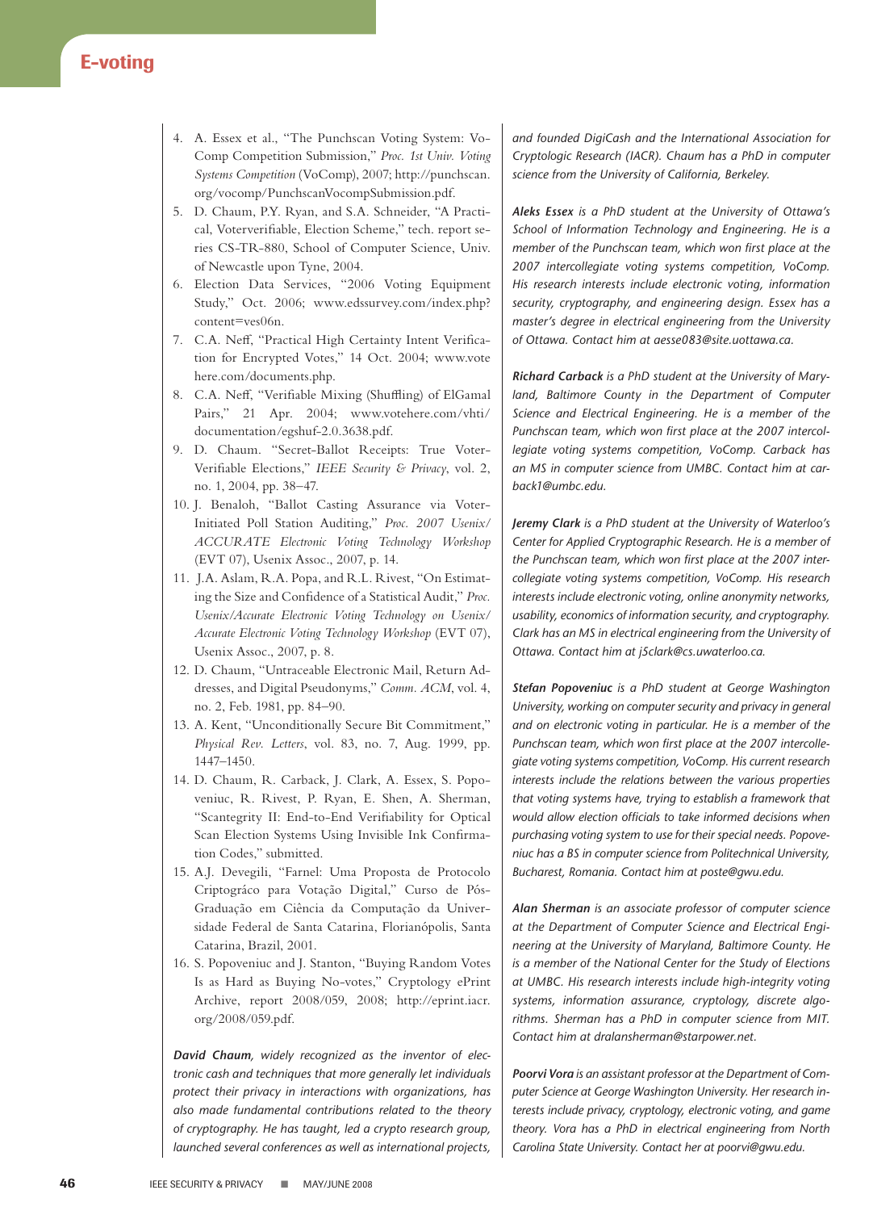4. A. Essex et al., "The Punchscan Voting System: VoComp Competition Submission," *Proc. 1st Univ. Voting Systems Competition* (VoComp), 2007; http://punchscan.org/vocomp/PunchscanVocompSubmission.pdf.
5. D. Chaum, P.Y. Ryan, and S.A. Schneider, "A Practical, Voterverifiable, Election Scheme," tech. report series CS-TR-880, School of Computer Science, Univ. of Newcastle upon Tyne, 2004.
6. Election Data Services, "2006 Voting Equipment Study," Oct. 2006; www.edssurvey.com/index.php?content=ves06n.
7. C.A. Neff, "Practical High Certainty Intent Verification for Encrypted Votes," 14 Oct. 2004; www.votehere.com/documents.php.
8. C.A. Neff, "Verifiable Mixing (Shuffling) of ElGamal Pairs," 21 Apr. 2004; www.votehere.com/vhti/documentation/egshuf-2.0.3638.pdf.
9. D. Chaum. "Secret-Ballot Receipts: True Voter-Verifiable Elections," *IEEE Security & Privacy*, vol. 2, no. 1, 2004, pp. 38–47.
10. J. Benaloh, "Ballot Casting Assurance via Voter-Initiated Poll Station Auditing," *Proc. 2007 Usenix/ACCURATE Electronic Voting Technology Workshop* (EVT 07), Usenix Assoc., 2007, p. 14.
11. J.A. Aslam, R.A. Popa, and R.L. Rivest, "On Estimating the Size and Confidence of a Statistical Audit," *Proc. Usenix/Accurate Electronic Voting Technology on Usenix/Accurate Electronic Voting Technology Workshop* (EVT 07), Usenix Assoc., 2007, p. 8.
12. D. Chaum, "Untraceable Electronic Mail, Return Addresses, and Digital Pseudonyms," *Comm. ACM*, vol. 4, no. 2, Feb. 1981, pp. 84–90.
13. A. Kent, "Unconditionally Secure Bit Commitment," *Physical Rev. Letters*, vol. 83, no. 7, Aug. 1999, pp. 1447–1450.
14. D. Chaum, R. Carback, J. Clark, A. Essex, S. Popoveniuc, R. Rivest, P. Ryan, E. Shen, A. Sherman, "Scantegrity II: End-to-End Verifiability for Optical Scan Election Systems Using Invisible Ink Confirmation Codes," submitted.
15. A.J. Devegili, "Farnel: Uma Proposta de Protocolo Criptográco para Votação Digital," Curso de Pós-Graduação em Ciência da Computação da Universidade Federal de Santa Catarina, Florianópolis, Santa Catarina, Brazil, 2001.
16. S. Popoveniuc and J. Stanton, "Buying Random Votes Is as Hard as Buying No-votes," Cryptology ePrint Archive, report 2008/059, 2008; http://eprint.iacr.org/2008/059.pdf.

***David Chaum****, widely recognized as the inventor of electronic cash and techniques that more generally let individuals protect their privacy in interactions with organizations, has also made fundamental contributions related to the theory of cryptography. He has taught, led a crypto research group, launched several conferences as well as international projects, and founded DigiCash and the International Association for Cryptologic Research (IACR). Chaum has a PhD in computer science from the University of California, Berkeley.*

***Aleks Essex*** *is a PhD student at the University of Ottawa's School of Information Technology and Engineering. He is a member of the Punchscan team, which won first place at the 2007 intercollegiate voting systems competition, VoComp. His research interests include electronic voting, information security, cryptography, and engineering design. Essex has a master's degree in electrical engineering from the University of Ottawa. Contact him at aesse083@site.uottawa.ca.*

***Richard Carback*** *is a PhD student at the University of Maryland, Baltimore County in the Department of Computer Science and Electrical Engineering. He is a member of the Punchscan team, which won first place at the 2007 intercollegiate voting systems competition, VoComp. Carback has an MS in computer science from UMBC. Contact him at carback1@umbc.edu.*

***Jeremy Clark*** *is a PhD student at the University of Waterloo's Center for Applied Cryptographic Research. He is a member of the Punchscan team, which won first place at the 2007 intercollegiate voting systems competition, VoComp. His research interests include electronic voting, online anonymity networks, usability, economics of information security, and cryptography. Clark has an MS in electrical engineering from the University of Ottawa. Contact him at j5clark@cs.uwaterloo.ca.*

***Stefan Popoveniuc*** *is a PhD student at George Washington University, working on computer security and privacy in general and on electronic voting in particular. He is a member of the Punchscan team, which won first place at the 2007 intercollegiate voting systems competition, VoComp. His current research interests include the relations between the various properties that voting systems have, trying to establish a framework that would allow election officials to take informed decisions when purchasing voting system to use for their special needs. Popoveniuc has a BS in computer science from Politechnical University, Bucharest, Romania. Contact him at poste@gwu.edu.*

***Alan Sherman*** *is an associate professor of computer science at the Department of Computer Science and Electrical Engineering at the University of Maryland, Baltimore County. He is a member of the National Center for the Study of Elections at UMBC. His research interests include high-integrity voting systems, information assurance, cryptology, discrete algorithms. Sherman has a PhD in computer science from MIT. Contact him at dralansherman@starpower.net.*

***Poorvi Vora*** *is an assistant professor at the Department of Computer Science at George Washington University. Her research interests include privacy, cryptology, electronic voting, and game theory. Vora has a PhD in electrical engineering from North Carolina State University. Contact her at poorvi@gwu.edu.*